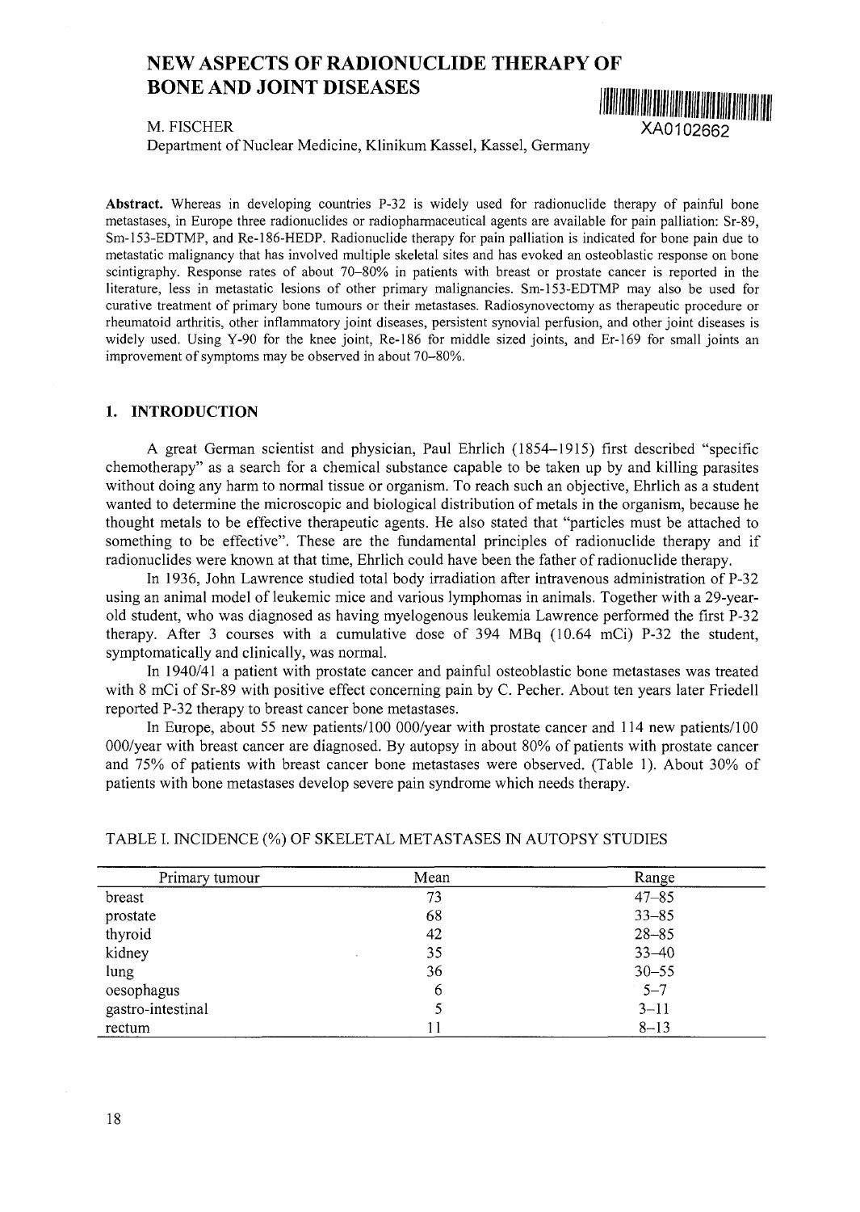# NEW ASPECTS OF RADIONUCLIDE THERAPY OF BONE AND JOINT DISEASES

XA0102662

M. FISCHER
Department of Nuclear Medicine, Klinikum Kassel, Kassel, Germany

**Abstract.** Whereas in developing countries P-32 is widely used for radionuclide therapy of painful bone metastases, in Europe three radionuclides or radiopharmaceutical agents are available for pain palliation: Sr-89, Sm-153-EDTMP, and Re-186-HEDP. Radionuclide therapy for pain palliation is indicated for bone pain due to metastatic malignancy that has involved multiple skeletal sites and has evoked an osteoblastic response on bone scintigraphy. Response rates of about 70–80% in patients with breast or prostate cancer is reported in the literature, less in metastatic lesions of other primary malignancies. Sm-153-EDTMP may also be used for curative treatment of primary bone tumours or their metastases. Radiosynovectomy as therapeutic procedure or rheumatoid arthritis, other inflammatory joint diseases, persistent synovial perfusion, and other joint diseases is widely used. Using Y-90 for the knee joint, Re-186 for middle sized joints, and Er-169 for small joints an improvement of symptoms may be observed in about 70–80%.

## 1. INTRODUCTION

A great German scientist and physician, Paul Ehrlich (1854–1915) first described "specific chemotherapy" as a search for a chemical substance capable to be taken up by and killing parasites without doing any harm to normal tissue or organism. To reach such an objective, Ehrlich as a student wanted to determine the microscopic and biological distribution of metals in the organism, because he thought metals to be effective therapeutic agents. He also stated that "particles must be attached to something to be effective". These are the fundamental principles of radionuclide therapy and if radionuclides were known at that time, Ehrlich could have been the father of radionuclide therapy.

In 1936, John Lawrence studied total body irradiation after intravenous administration of P-32 using an animal model of leukemic mice and various lymphomas in animals. Together with a 29-year-old student, who was diagnosed as having myelogenous leukemia Lawrence performed the first P-32 therapy. After 3 courses with a cumulative dose of 394 MBq (10.64 mCi) P-32 the student, symptomatically and clinically, was normal.

In 1940/41 a patient with prostate cancer and painful osteoblastic bone metastases was treated with 8 mCi of Sr-89 with positive effect concerning pain by C. Pecher. About ten years later Friedell reported P-32 therapy to breast cancer bone metastases.

In Europe, about 55 new patients/100 000/year with prostate cancer and 114 new patients/100 000/year with breast cancer are diagnosed. By autopsy in about 80% of patients with prostate cancer and 75% of patients with breast cancer bone metastases were observed. (Table 1). About 30% of patients with bone metastases develop severe pain syndrome which needs therapy.

TABLE I. INCIDENCE (%) OF SKELETAL METASTASES IN AUTOPSY STUDIES

| Primary tumour | Mean | Range |
|---|---|---|
| breast | 73 | 47–85 |
| prostate | 68 | 33–85 |
| thyroid | 42 | 28–85 |
| kidney | 35 | 33–40 |
| lung | 36 | 30–55 |
| oesophagus | 6 | 5–7 |
| gastro-intestinal | 5 | 3–11 |
| rectum | 11 | 8–13 |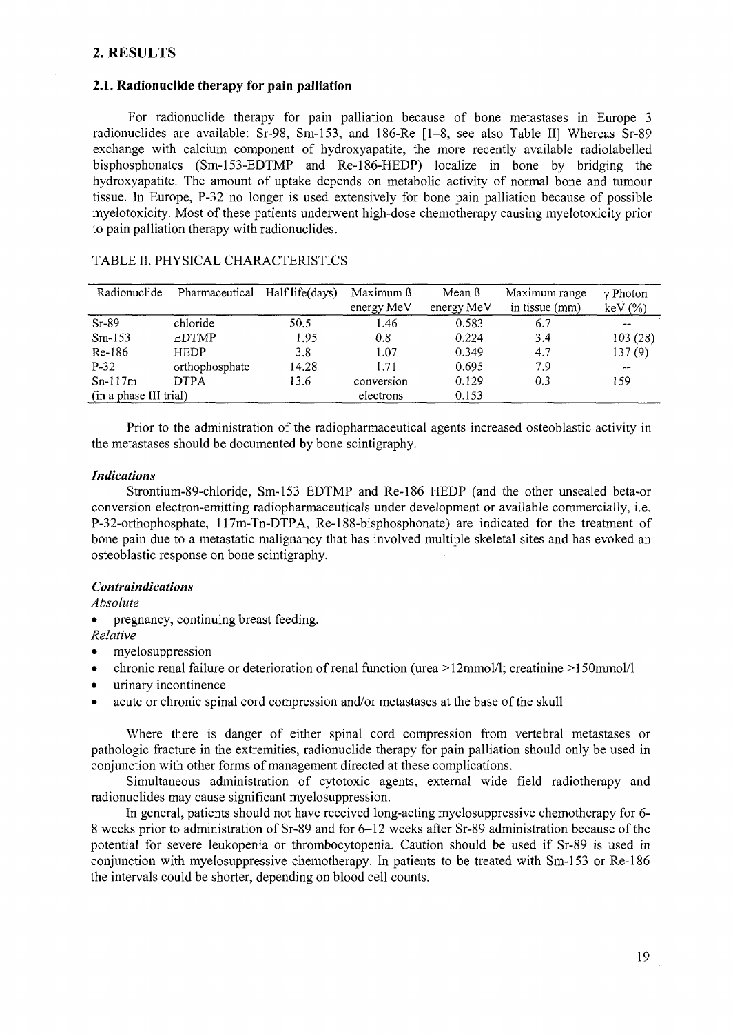## 2. RESULTS

### 2.1. Radionuclide therapy for pain palliation

For radionuclide therapy for pain palliation because of bone metastases in Europe 3 radionuclides are available: Sr-98, Sm-153, and 186-Re [1–8, see also Table II] Whereas Sr-89 exchange with calcium component of hydroxyapatite, the more recently available radiolabelled bisphosphonates (Sm-153-EDTMP and Re-186-HEDP) localize in bone by bridging the hydroxyapatite. The amount of uptake depends on metabolic activity of normal bone and tumour tissue. In Europe, P-32 no longer is used extensively for bone pain palliation because of possible myelotoxicity. Most of these patients underwent high-dose chemotherapy causing myelotoxicity prior to pain palliation therapy with radionuclides.

TABLE II. PHYSICAL CHARACTERISTICS

| Radionuclide | Pharmaceutical | Half life(days) | Maximum ß energy MeV | Mean ß energy MeV | Maximum range in tissue (mm) | γ Photon keV (%) |
|---|---|---|---|---|---|---|
| Sr-89 | chloride | 50.5 | 1.46 | 0.583 | 6.7 | -- |
| Sm-153 | EDTMP | 1.95 | 0.8 | 0.224 | 3.4 | 103 (28) |
| Re-186 | HEDP | 3.8 | 1.07 | 0.349 | 4.7 | 137 (9) |
| P-32 | orthophosphate | 14.28 | 1.71 | 0.695 | 7.9 | -- |
| Sn-117m | DTPA | 13.6 | conversion | 0.129 | 0.3 | 159 |
| (in a phase III trial) | | | electrons | 0.153 | | |

Prior to the administration of the radiopharmaceutical agents increased osteoblastic activity in the metastases should be documented by bone scintigraphy.

#### *Indications*

Strontium-89-chloride, Sm-153 EDTMP and Re-186 HEDP (and the other unsealed beta-or conversion electron-emitting radiopharmaceuticals under development or available commercially, i.e. P-32-orthophosphate, 117m-Tn-DTPA, Re-188-bisphosphonate) are indicated for the treatment of bone pain due to a metastatic malignancy that has involved multiple skeletal sites and has evoked an osteoblastic response on bone scintigraphy.

#### *Contraindications*

*Absolute*

- pregnancy, continuing breast feeding.

*Relative*

- myelosuppression
- chronic renal failure or deterioration of renal function (urea >12mmol/l; creatinine >150mmol/l
- urinary incontinence
- acute or chronic spinal cord compression and/or metastases at the base of the skull

Where there is danger of either spinal cord compression from vertebral metastases or pathologic fracture in the extremities, radionuclide therapy for pain palliation should only be used in conjunction with other forms of management directed at these complications.

Simultaneous administration of cytotoxic agents, external wide field radiotherapy and radionuclides may cause significant myelosuppression.

In general, patients should not have received long-acting myelosuppressive chemotherapy for 6-8 weeks prior to administration of Sr-89 and for 6–12 weeks after Sr-89 administration because of the potential for severe leukopenia or thrombocytopenia. Caution should be used if Sr-89 is used in conjunction with myelosuppressive chemotherapy. In patients to be treated with Sm-153 or Re-186 the intervals could be shorter, depending on blood cell counts.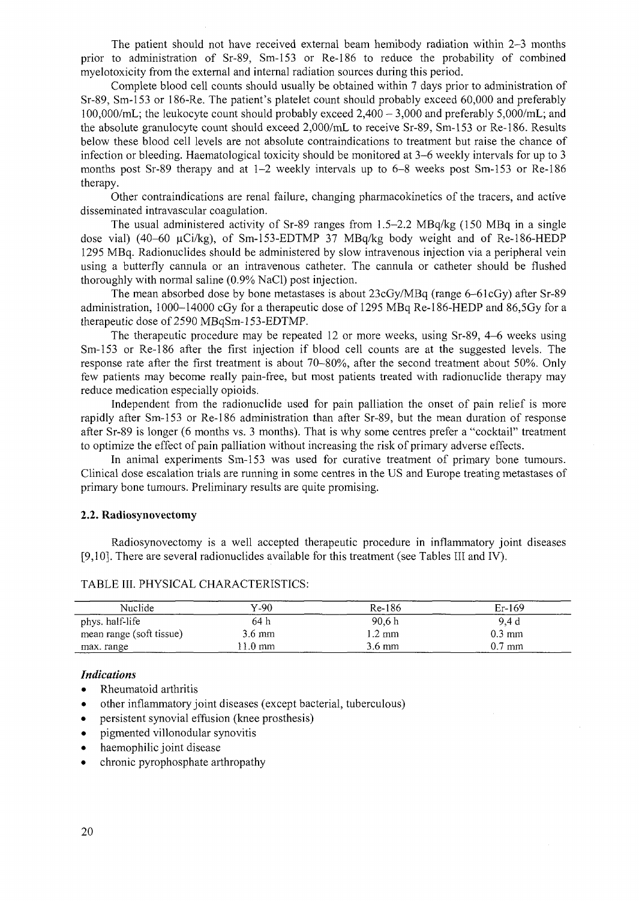The patient should not have received external beam hemibody radiation within 2–3 months prior to administration of Sr-89, Sm-153 or Re-186 to reduce the probability of combined myelotoxicity from the external and internal radiation sources during this period.

Complete blood cell counts should usually be obtained within 7 days prior to administration of Sr-89, Sm-153 or 186-Re. The patient's platelet count should probably exceed 60,000 and preferably 100,000/mL; the leukocyte count should probably exceed 2,400 – 3,000 and preferably 5,000/mL; and the absolute granulocyte count should exceed 2,000/mL to receive Sr-89, Sm-153 or Re-186. Results below these blood cell levels are not absolute contraindications to treatment but raise the chance of infection or bleeding. Haematological toxicity should be monitored at 3–6 weekly intervals for up to 3 months post Sr-89 therapy and at 1–2 weekly intervals up to 6–8 weeks post Sm-153 or Re-186 therapy.

Other contraindications are renal failure, changing pharmacokinetics of the tracers, and active disseminated intravascular coagulation.

The usual administered activity of Sr-89 ranges from 1.5–2.2 MBq/kg (150 MBq in a single dose vial) (40–60 μCi/kg), of Sm-153-EDTMP 37 MBq/kg body weight and of Re-186-HEDP 1295 MBq. Radionuclides should be administered by slow intravenous injection via a peripheral vein using a butterfly cannula or an intravenous catheter. The cannula or catheter should be flushed thoroughly with normal saline (0.9% NaCl) post injection.

The mean absorbed dose by bone metastases is about 23cGy/MBq (range 6–61cGy) after Sr-89 administration, 1000–14000 cGy for a therapeutic dose of 1295 MBq Re-186-HEDP and 86,5Gy for a therapeutic dose of 2590 MBqSm-153-EDTMP.

The therapeutic procedure may be repeated 12 or more weeks, using Sr-89, 4–6 weeks using Sm-153 or Re-186 after the first injection if blood cell counts are at the suggested levels. The response rate after the first treatment is about 70–80%, after the second treatment about 50%. Only few patients may become really pain-free, but most patients treated with radionuclide therapy may reduce medication especially opioids.

Independent from the radionuclide used for pain palliation the onset of pain relief is more rapidly after Sm-153 or Re-186 administration than after Sr-89, but the mean duration of response after Sr-89 is longer (6 months vs. 3 months). That is why some centres prefer a "cocktail" treatment to optimize the effect of pain palliation without increasing the risk of primary adverse effects.

In animal experiments Sm-153 was used for curative treatment of primary bone tumours. Clinical dose escalation trials are running in some centres in the US and Europe treating metastases of primary bone tumours. Preliminary results are quite promising.

### 2.2. Radiosynovectomy

Radiosynovectomy is a well accepted therapeutic procedure in inflammatory joint diseases [9,10]. There are several radionuclides available for this treatment (see Tables III and IV).

TABLE III. PHYSICAL CHARACTERISTICS:

| Nuclide | Y-90 | Re-186 | Er-169 |
|---|---|---|---|
| phys. half-life | 64 h | 90,6 h | 9,4 d |
| mean range (soft tissue) | 3.6 mm | 1.2 mm | 0.3 mm |
| max. range | 11.0 mm | 3.6 mm | 0.7 mm |

#### *Indications*

- Rheumatoid arthritis
- other inflammatory joint diseases (except bacterial, tuberculous)
- persistent synovial effusion (knee prosthesis)
- pigmented villonodular synovitis
- haemophilic joint disease
- chronic pyrophosphate arthropathy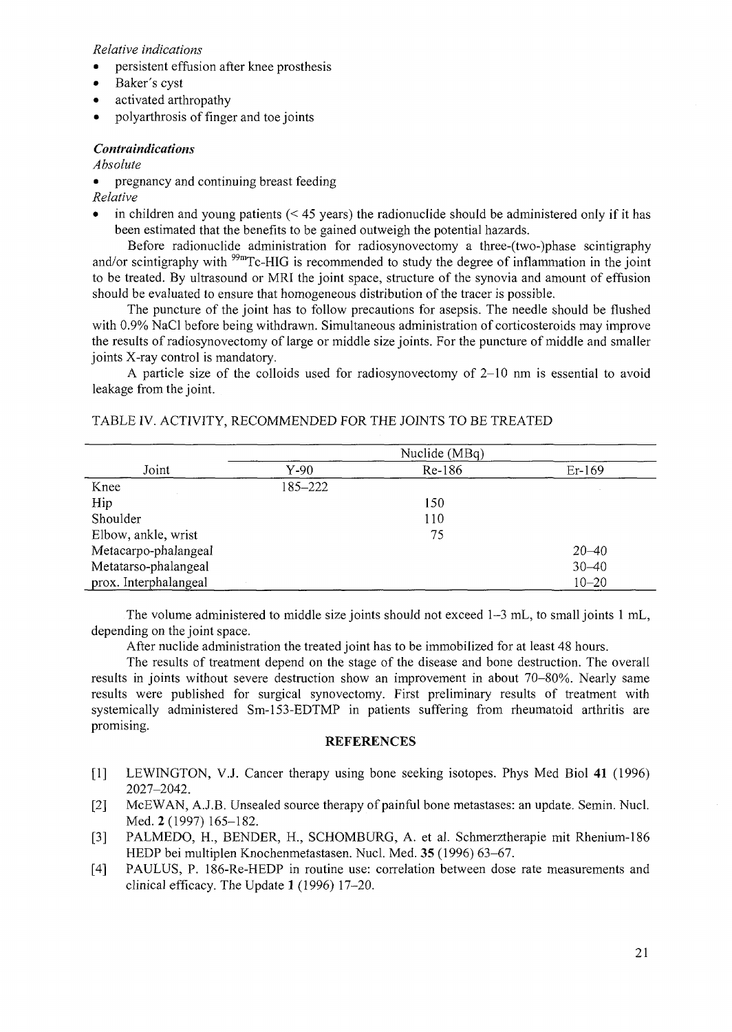*Relative indications*

- persistent effusion after knee prosthesis
- Baker's cyst
- activated arthropathy
- polyarthrosis of finger and toe joints

***Contraindications***

*Absolute*

- pregnancy and continuing breast feeding

*Relative*

- in children and young patients (< 45 years) the radionuclide should be administered only if it has been estimated that the benefits to be gained outweigh the potential hazards.

Before radionuclide administration for radiosynovectomy a three-(two-)phase scintigraphy and/or scintigraphy with $^{99m}$Tc-HIG is recommended to study the degree of inflammation in the joint to be treated. By ultrasound or MRI the joint space, structure of the synovia and amount of effusion should be evaluated to ensure that homogeneous distribution of the tracer is possible.

The puncture of the joint has to follow precautions for asepsis. The needle should be flushed with 0.9% NaCl before being withdrawn. Simultaneous administration of corticosteroids may improve the results of radiosynovectomy of large or middle size joints. For the puncture of middle and smaller joints X-ray control is mandatory.

A particle size of the colloids used for radiosynovectomy of 2–10 nm is essential to avoid leakage from the joint.

TABLE IV. ACTIVITY, RECOMMENDED FOR THE JOINTS TO BE TREATED

| | Nuclide (MBq) | | |
|---|---|---|---|
| Joint | Y-90 | Re-186 | Er-169 |
| Knee | 185–222 | | |
| Hip | | 150 | |
| Shoulder | | 110 | |
| Elbow, ankle, wrist | | 75 | |
| Metacarpo-phalangeal | | | 20–40 |
| Metatarso-phalangeal | | | 30–40 |
| prox. Interphalangeal | | | 10–20 |

The volume administered to middle size joints should not exceed 1–3 mL, to small joints 1 mL, depending on the joint space.

After nuclide administration the treated joint has to be immobilized for at least 48 hours.

The results of treatment depend on the stage of the disease and bone destruction. The overall results in joints without severe destruction show an improvement in about 70–80%. Nearly same results were published for surgical synovectomy. First preliminary results of treatment with systemically administered Sm-153-EDTMP in patients suffering from rheumatoid arthritis are promising.

## REFERENCES

[1] LEWINGTON, V.J. Cancer therapy using bone seeking isotopes. Phys Med Biol **41** (1996) 2027–2042.

[2] McEWAN, A.J.B. Unsealed source therapy of painful bone metastases: an update. Semin. Nucl. Med. **2** (1997) 165–182.

[3] PALMEDO, H., BENDER, H., SCHOMBURG, A. et al. Schmerztherapie mit Rhenium-186 HEDP bei multiplen Knochenmetastasen. Nucl. Med. **35** (1996) 63–67.

[4] PAULUS, P. 186-Re-HEDP in routine use: correlation between dose rate measurements and clinical efficacy. The Update **1** (1996) 17–20.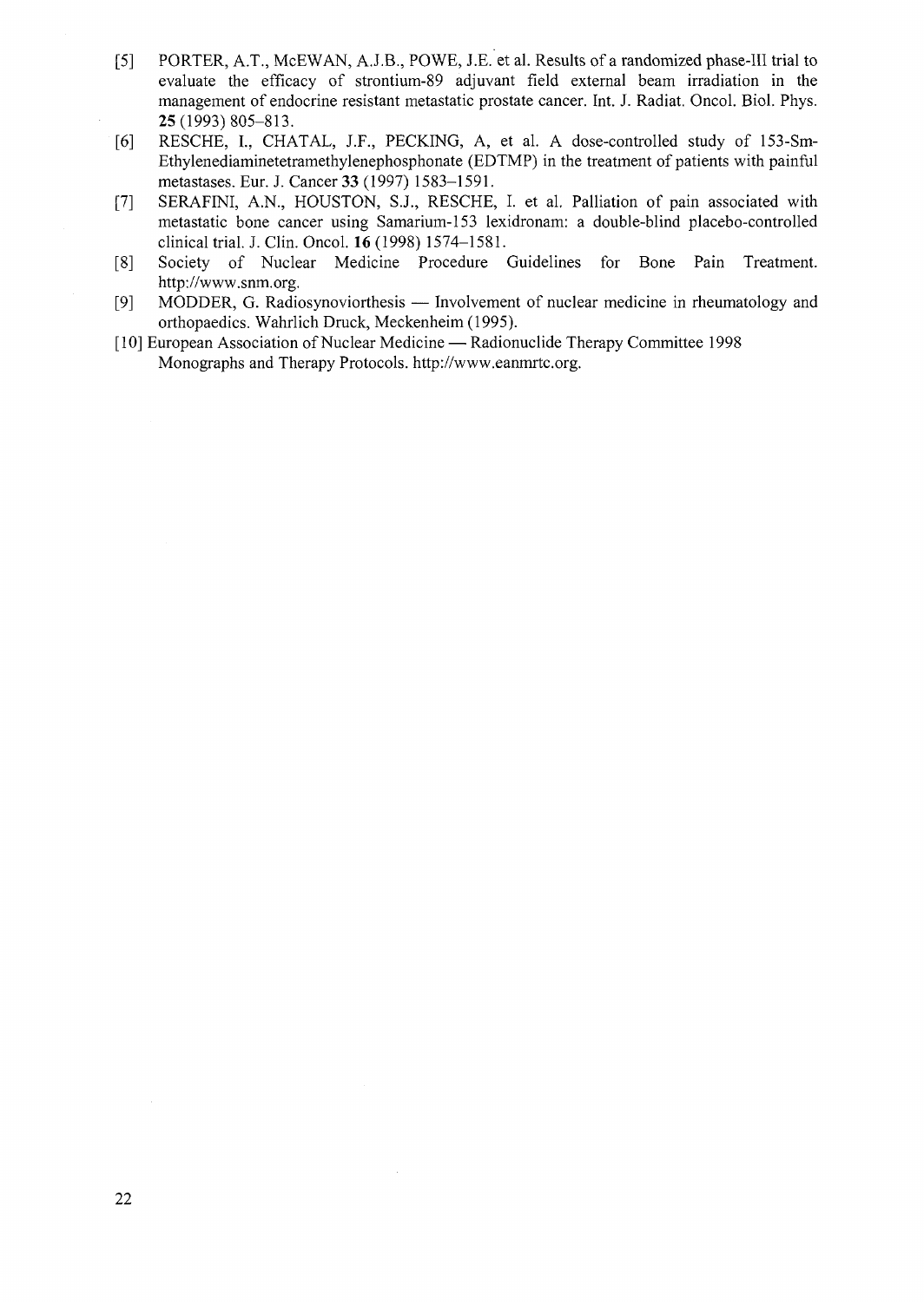[5] PORTER, A.T., McEWAN, A.J.B., POWE, J.E. et al. Results of a randomized phase-III trial to evaluate the efficacy of strontium-89 adjuvant field external beam irradiation in the management of endocrine resistant metastatic prostate cancer. Int. J. Radiat. Oncol. Biol. Phys. **25** (1993) 805–813.

[6] RESCHE, I., CHATAL, J.F., PECKING, A, et al. A dose-controlled study of 153-Sm-Ethylenediaminetetramethylenephosphonate (EDTMP) in the treatment of patients with painful metastases. Eur. J. Cancer **33** (1997) 1583–1591.

[7] SERAFINI, A.N., HOUSTON, S.J., RESCHE, I. et al. Palliation of pain associated with metastatic bone cancer using Samarium-153 lexidronam: a double-blind placebo-controlled clinical trial. J. Clin. Oncol. **16** (1998) 1574–1581.

[8] Society of Nuclear Medicine Procedure Guidelines for Bone Pain Treatment. http://www.snm.org.

[9] MODDER, G. Radiosynoviorthesis — Involvement of nuclear medicine in rheumatology and orthopaedics. Wahrlich Druck, Meckenheim (1995).

[10] European Association of Nuclear Medicine — Radionuclide Therapy Committee 1998 Monographs and Therapy Protocols. http://www.eanmrtc.org.